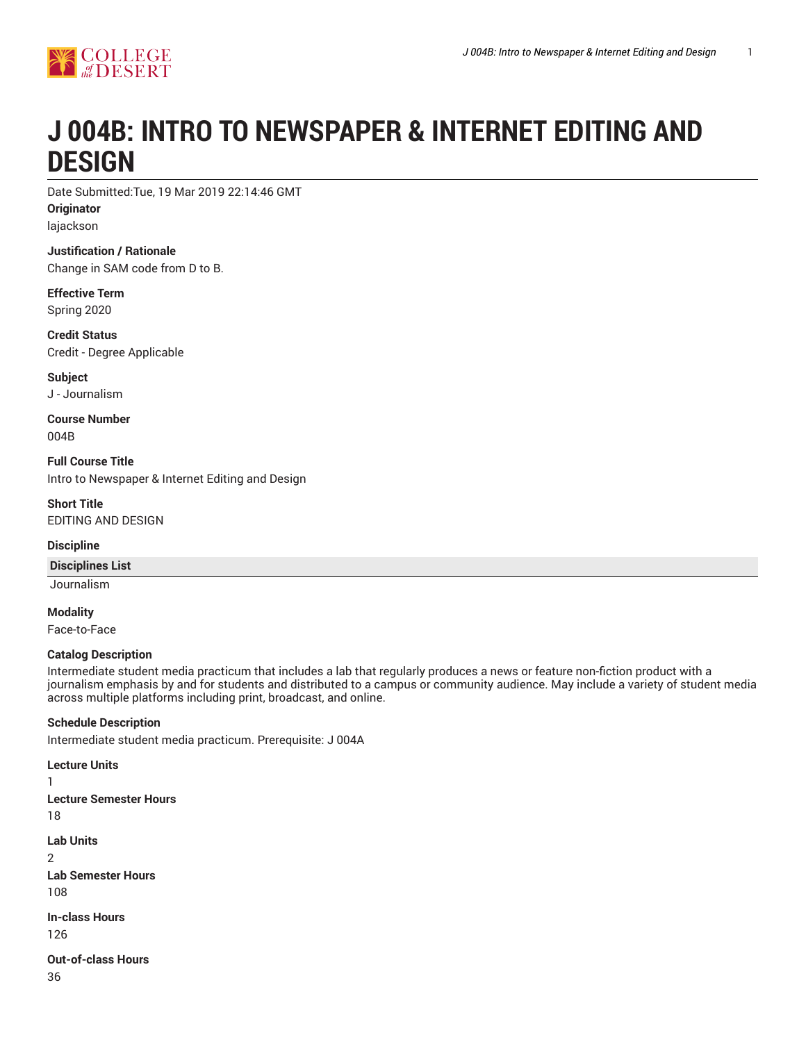# J 004B: INTRO TO NEWSPAPER & INTERNET EDITING AND DESIGN

Date Submitted:Tue, 19 Mar 2019 22:14:46 GMT

**Originator**

lajackson

**Justification / Rationale**

Change in SAM code from D to B.

**Effective Term**

Spring 2020

**Credit Status**

Credit - Degree Applicable

**Subject**

J - Journalism

**Course Number**

004B

**Full Course Title**

Intro to Newspaper & Internet Editing and Design

**Short Title**

EDITING AND DESIGN

**Discipline**

| Disciplines List |
| --- |
| Journalism |

**Modality**

Face-to-Face

**Catalog Description**

Intermediate student media practicum that includes a lab that regularly produces a news or feature non-fiction product with a journalism emphasis by and for students and distributed to a campus or community audience. May include a variety of student media across multiple platforms including print, broadcast, and online.

**Schedule Description**

Intermediate student media practicum. Prerequisite: J 004A

**Lecture Units**

1

**Lecture Semester Hours**

18

**Lab Units**

2

**Lab Semester Hours**

108

**In-class Hours**

126

**Out-of-class Hours**

36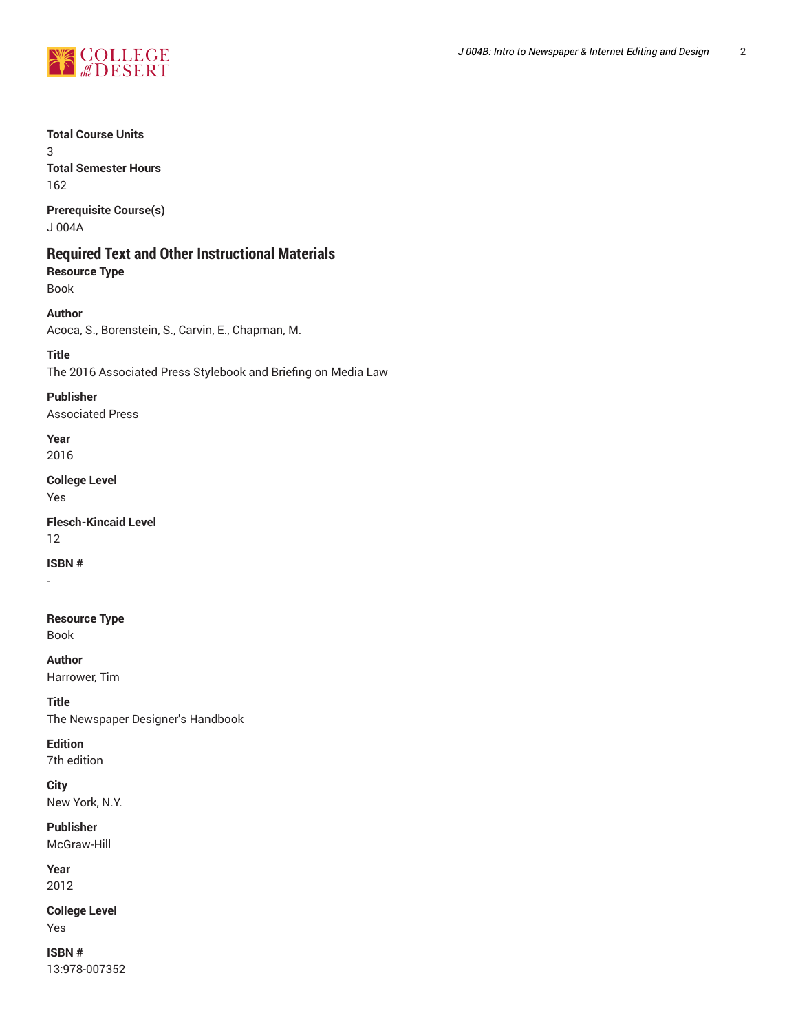**Total Course Units**
3
**Total Semester Hours**
162

**Prerequisite Course(s)**
J 004A

## Required Text and Other Instructional Materials

**Resource Type**
Book

**Author**
Acoca, S., Borenstein, S., Carvin, E., Chapman, M.

**Title**
The 2016 Associated Press Stylebook and Briefing on Media Law

**Publisher**
Associated Press

**Year**
2016

**College Level**
Yes

**Flesch-Kincaid Level**
12

**ISBN #**
-

---

**Resource Type**
Book

**Author**
Harrower, Tim

**Title**
The Newspaper Designer's Handbook

**Edition**
7th edition

**City**
New York, N.Y.

**Publisher**
McGraw-Hill

**Year**
2012

**College Level**
Yes

**ISBN #**
13:978-007352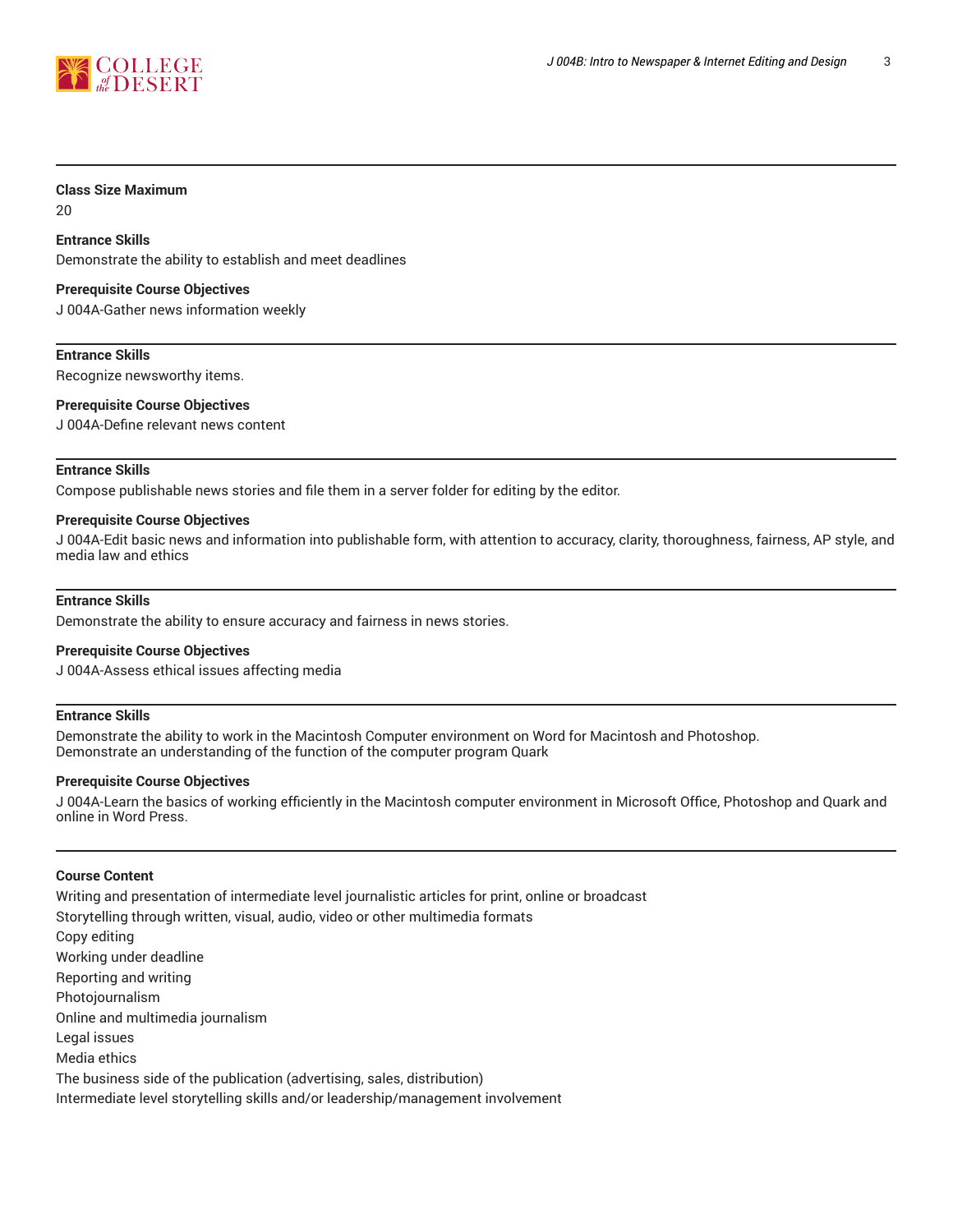**Class Size Maximum**

20

**Entrance Skills**

Demonstrate the ability to establish and meet deadlines

**Prerequisite Course Objectives**

J 004A-Gather news information weekly

---

**Entrance Skills**

Recognize newsworthy items.

**Prerequisite Course Objectives**

J 004A-Define relevant news content

---

**Entrance Skills**

Compose publishable news stories and file them in a server folder for editing by the editor.

**Prerequisite Course Objectives**

J 004A-Edit basic news and information into publishable form, with attention to accuracy, clarity, thoroughness, fairness, AP style, and media law and ethics

---

**Entrance Skills**

Demonstrate the ability to ensure accuracy and fairness in news stories.

**Prerequisite Course Objectives**

J 004A-Assess ethical issues affecting media

---

**Entrance Skills**

Demonstrate the ability to work in the Macintosh Computer environment on Word for Macintosh and Photoshop.
Demonstrate an understanding of the function of the computer program Quark

**Prerequisite Course Objectives**

J 004A-Learn the basics of working efficiently in the Macintosh computer environment in Microsoft Office, Photoshop and Quark and online in Word Press.

---

**Course Content**

Writing and presentation of intermediate level journalistic articles for print, online or broadcast
Storytelling through written, visual, audio, video or other multimedia formats
Copy editing
Working under deadline
Reporting and writing
Photojournalism
Online and multimedia journalism
Legal issues
Media ethics
The business side of the publication (advertising, sales, distribution)
Intermediate level storytelling skills and/or leadership/management involvement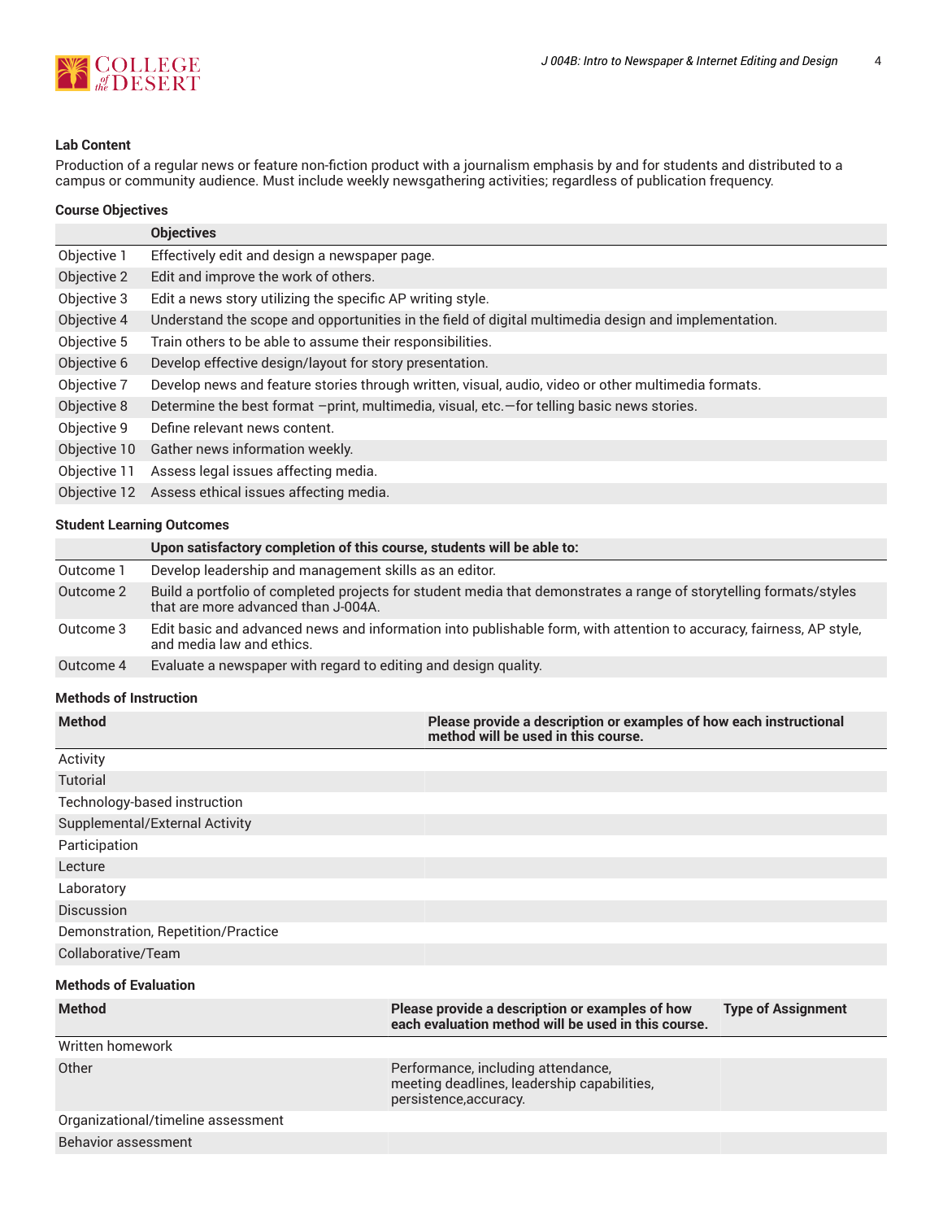### Lab Content

Production of a regular news or feature non-fiction product with a journalism emphasis by and for students and distributed to a campus or community audience. Must include weekly newsgathering activities; regardless of publication frequency.

### Course Objectives

| | Objectives |
|---|---|
| Objective 1 | Effectively edit and design a newspaper page. |
| Objective 2 | Edit and improve the work of others. |
| Objective 3 | Edit a news story utilizing the specific AP writing style. |
| Objective 4 | Understand the scope and opportunities in the field of digital multimedia design and implementation. |
| Objective 5 | Train others to be able to assume their responsibilities. |
| Objective 6 | Develop effective design/layout for story presentation. |
| Objective 7 | Develop news and feature stories through written, visual, audio, video or other multimedia formats. |
| Objective 8 | Determine the best format –print, multimedia, visual, etc.—for telling basic news stories. |
| Objective 9 | Define relevant news content. |
| Objective 10 | Gather news information weekly. |
| Objective 11 | Assess legal issues affecting media. |
| Objective 12 | Assess ethical issues affecting media. |

### Student Learning Outcomes

| | Upon satisfactory completion of this course, students will be able to: |
|---|---|
| Outcome 1 | Develop leadership and management skills as an editor. |
| Outcome 2 | Build a portfolio of completed projects for student media that demonstrates a range of storytelling formats/styles that are more advanced than J-004A. |
| Outcome 3 | Edit basic and advanced news and information into publishable form, with attention to accuracy, fairness, AP style, and media law and ethics. |
| Outcome 4 | Evaluate a newspaper with regard to editing and design quality. |

### Methods of Instruction

| Method | Please provide a description or examples of how each instructional method will be used in this course. |
|---|---|
| Activity | |
| Tutorial | |
| Technology-based instruction | |
| Supplemental/External Activity | |
| Participation | |
| Lecture | |
| Laboratory | |
| Discussion | |
| Demonstration, Repetition/Practice | |
| Collaborative/Team | |

### Methods of Evaluation

| Method | Please provide a description or examples of how each evaluation method will be used in this course. | Type of Assignment |
|---|---|---|
| Written homework | | |
| Other | Performance, including attendance, meeting deadlines, leadership capabilities, persistence,accuracy. | |
| Organizational/timeline assessment | | |
| Behavior assessment | | |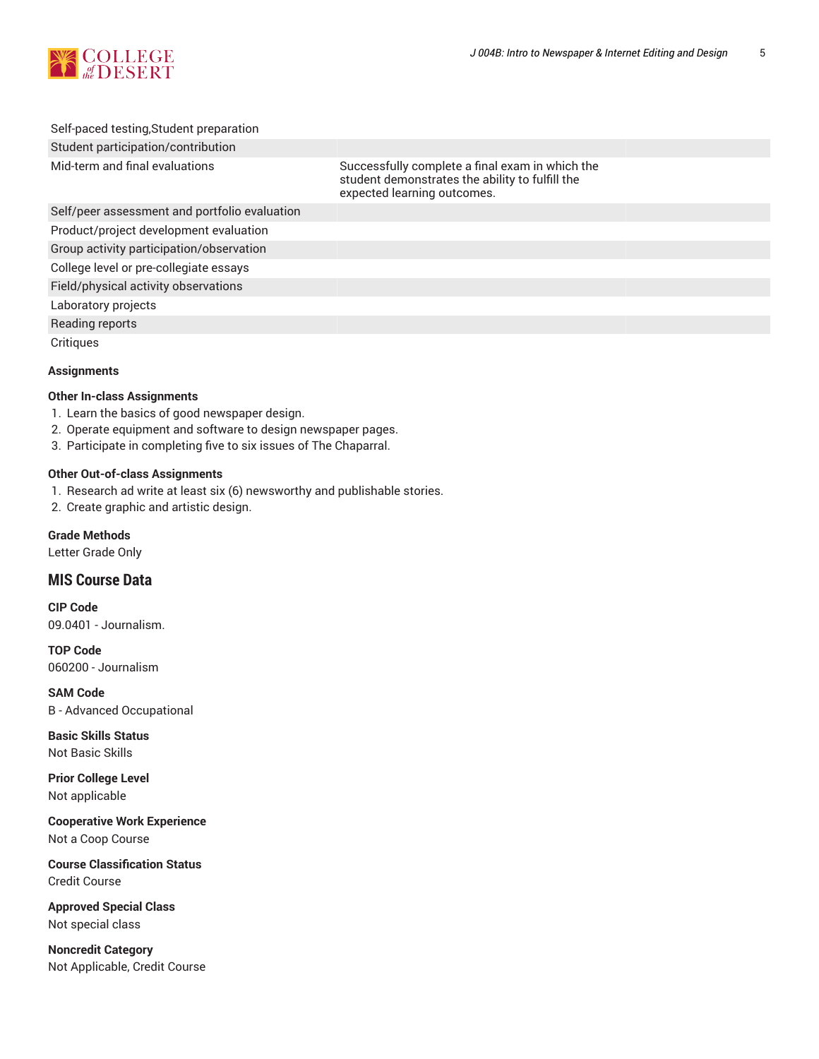| | | |
|---|---|---|
| Self-paced testing,Student preparation | | |
| Student participation/contribution | | |
| Mid-term and final evaluations | Successfully complete a final exam in which the student demonstrates the ability to fulfill the expected learning outcomes. | |
| Self/peer assessment and portfolio evaluation | | |
| Product/project development evaluation | | |
| Group activity participation/observation | | |
| College level or pre-collegiate essays | | |
| Field/physical activity observations | | |
| Laboratory projects | | |
| Reading reports | | |
| Critiques | | |

**Assignments**

**Other In-class Assignments**

1. Learn the basics of good newspaper design.
2. Operate equipment and software to design newspaper pages.
3. Participate in completing five to six issues of The Chaparral.

**Other Out-of-class Assignments**

1. Research ad write at least six (6) newsworthy and publishable stories.
2. Create graphic and artistic design.

**Grade Methods**

Letter Grade Only

## MIS Course Data

**CIP Code**

09.0401 - Journalism.

**TOP Code**

060200 - Journalism

**SAM Code**

B - Advanced Occupational

**Basic Skills Status**

Not Basic Skills

**Prior College Level**

Not applicable

**Cooperative Work Experience**

Not a Coop Course

**Course Classification Status**

Credit Course

**Approved Special Class**

Not special class

**Noncredit Category**

Not Applicable, Credit Course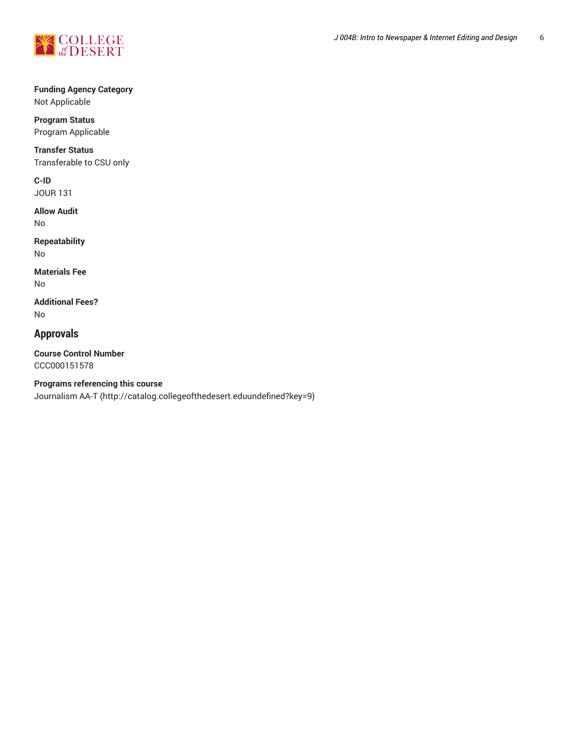**Funding Agency Category**
Not Applicable

**Program Status**
Program Applicable

**Transfer Status**
Transferable to CSU only

**C-ID**
JOUR 131

**Allow Audit**
No

**Repeatability**
No

**Materials Fee**
No

**Additional Fees?**
No

## Approvals

**Course Control Number**
CCC000151578

**Programs referencing this course**
Journalism AA-T (http://catalog.collegeofthedesert.eduundefined?key=9)